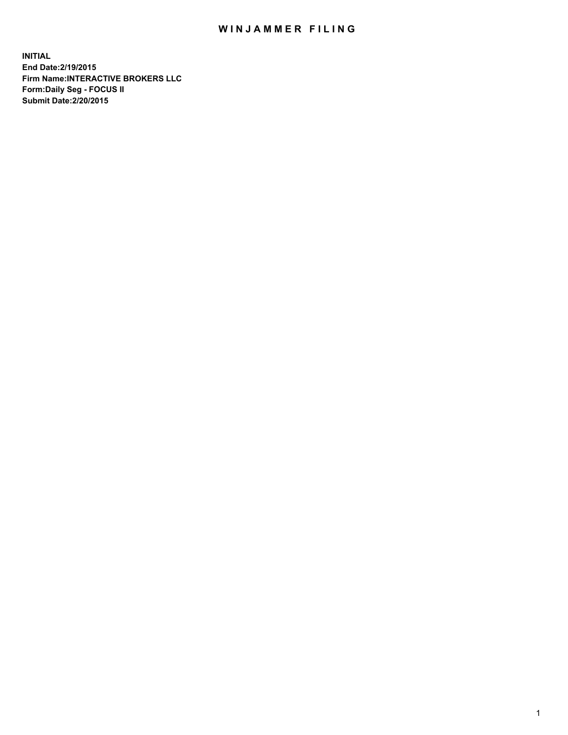# WINJAMMER FILING

**INITIAL**
**End Date:2/19/2015**
**Firm Name:INTERACTIVE BROKERS LLC**
**Form:Daily Seg - FOCUS II**
**Submit Date:2/20/2015**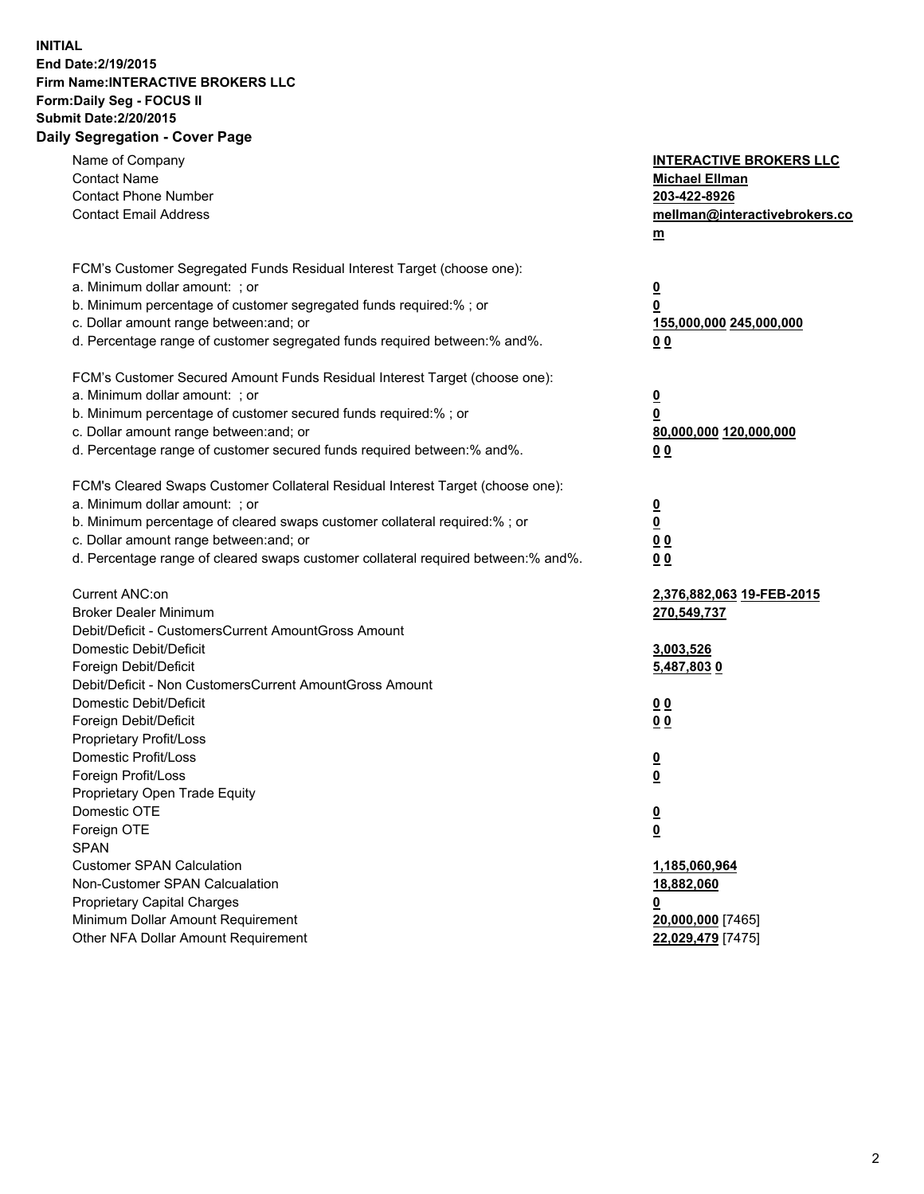**INITIAL**
**End Date:2/19/2015**
**Firm Name:INTERACTIVE BROKERS LLC**
**Form:Daily Seg - FOCUS II**
**Submit Date:2/20/2015**

## Daily Segregation - Cover Page

| | |
|---|---|
| Name of Company | **INTERACTIVE BROKERS LLC** |
| Contact Name | **Michael Ellman** |
| Contact Phone Number | **203-422-8926** |
| Contact Email Address | **mellman@interactivebrokers.com** |
| FCM's Customer Segregated Funds Residual Interest Target (choose one): | |
| a. Minimum dollar amount: ; or | **0** |
| b. Minimum percentage of customer segregated funds required:% ; or | **0** |
| c. Dollar amount range between:and; or | **155,000,000 245,000,000** |
| d. Percentage range of customer segregated funds required between:% and%. | **0 0** |
| FCM's Customer Secured Amount Funds Residual Interest Target (choose one): | |
| a. Minimum dollar amount: ; or | **0** |
| b. Minimum percentage of customer secured funds required:% ; or | **0** |
| c. Dollar amount range between:and; or | **80,000,000 120,000,000** |
| d. Percentage range of customer secured funds required between:% and%. | **0 0** |
| FCM's Cleared Swaps Customer Collateral Residual Interest Target (choose one): | |
| a. Minimum dollar amount: ; or | **0** |
| b. Minimum percentage of cleared swaps customer collateral required:% ; or | **0** |
| c. Dollar amount range between:and; or | **0 0** |
| d. Percentage range of cleared swaps customer collateral required between:% and%. | **0 0** |
| Current ANC:on | **2,376,882,063 19-FEB-2015** |
| Broker Dealer Minimum | **270,549,737** |
| Debit/Deficit - CustomersCurrent AmountGross Amount | |
| Domestic Debit/Deficit | **3,003,526** |
| Foreign Debit/Deficit | **5,487,803 0** |
| Debit/Deficit - Non CustomersCurrent AmountGross Amount | |
| Domestic Debit/Deficit | **0 0** |
| Foreign Debit/Deficit | **0 0** |
| Proprietary Profit/Loss | |
| Domestic Profit/Loss | **0** |
| Foreign Profit/Loss | **0** |
| Proprietary Open Trade Equity | |
| Domestic OTE | **0** |
| Foreign OTE | **0** |
| SPAN | |
| Customer SPAN Calculation | **1,185,060,964** |
| Non-Customer SPAN Calcualation | **18,882,060** |
| Proprietary Capital Charges | **0** |
| Minimum Dollar Amount Requirement | **20,000,000** [7465] |
| Other NFA Dollar Amount Requirement | **22,029,479** [7475] |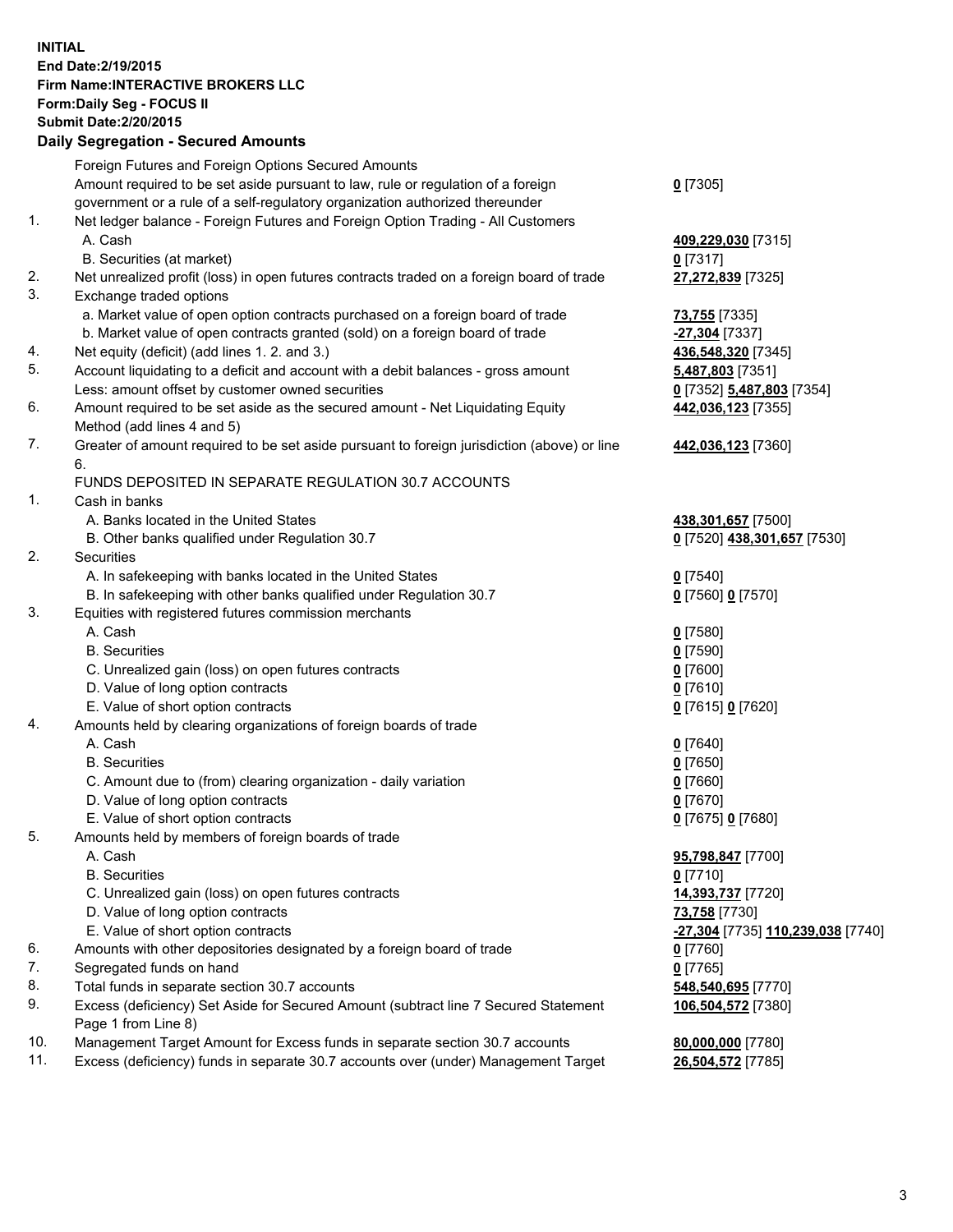**INITIAL**
**End Date:2/19/2015**
**Firm Name:INTERACTIVE BROKERS LLC**
**Form:Daily Seg - FOCUS II**
**Submit Date:2/20/2015**

## Daily Segregation - Secured Amounts

| | | |
|---|---|---|
| | Foreign Futures and Foreign Options Secured Amounts | |
| | Amount required to be set aside pursuant to law, rule or regulation of a foreign government or a rule of a self-regulatory organization authorized thereunder | 0 [7305] |
| 1. | Net ledger balance - Foreign Futures and Foreign Option Trading - All Customers | |
| | A. Cash | 409,229,030 [7315] |
| | B. Securities (at market) | 0 [7317] |
| 2. | Net unrealized profit (loss) in open futures contracts traded on a foreign board of trade | 27,272,839 [7325] |
| 3. | Exchange traded options | |
| | a. Market value of open option contracts purchased on a foreign board of trade | 73,755 [7335] |
| | b. Market value of open contracts granted (sold) on a foreign board of trade | -27,304 [7337] |
| 4. | Net equity (deficit) (add lines 1. 2. and 3.) | 436,548,320 [7345] |
| 5. | Account liquidating to a deficit and account with a debit balances - gross amount | 5,487,803 [7351] |
| | Less: amount offset by customer owned securities | 0 [7352] 5,487,803 [7354] |
| 6. | Amount required to be set aside as the secured amount - Net Liquidating Equity Method (add lines 4 and 5) | 442,036,123 [7355] |
| 7. | Greater of amount required to be set aside pursuant to foreign jurisdiction (above) or line 6. | 442,036,123 [7360] |
| | FUNDS DEPOSITED IN SEPARATE REGULATION 30.7 ACCOUNTS | |
| 1. | Cash in banks | |
| | A. Banks located in the United States | 438,301,657 [7500] |
| | B. Other banks qualified under Regulation 30.7 | 0 [7520] 438,301,657 [7530] |
| 2. | Securities | |
| | A. In safekeeping with banks located in the United States | 0 [7540] |
| | B. In safekeeping with other banks qualified under Regulation 30.7 | 0 [7560] 0 [7570] |
| 3. | Equities with registered futures commission merchants | |
| | A. Cash | 0 [7580] |
| | B. Securities | 0 [7590] |
| | C. Unrealized gain (loss) on open futures contracts | 0 [7600] |
| | D. Value of long option contracts | 0 [7610] |
| | E. Value of short option contracts | 0 [7615] 0 [7620] |
| 4. | Amounts held by clearing organizations of foreign boards of trade | |
| | A. Cash | 0 [7640] |
| | B. Securities | 0 [7650] |
| | C. Amount due to (from) clearing organization - daily variation | 0 [7660] |
| | D. Value of long option contracts | 0 [7670] |
| | E. Value of short option contracts | 0 [7675] 0 [7680] |
| 5. | Amounts held by members of foreign boards of trade | |
| | A. Cash | 95,798,847 [7700] |
| | B. Securities | 0 [7710] |
| | C. Unrealized gain (loss) on open futures contracts | 14,393,737 [7720] |
| | D. Value of long option contracts | 73,758 [7730] |
| | E. Value of short option contracts | -27,304 [7735] 110,239,038 [7740] |
| 6. | Amounts with other depositories designated by a foreign board of trade | 0 [7760] |
| 7. | Segregated funds on hand | 0 [7765] |
| 8. | Total funds in separate section 30.7 accounts | 548,540,695 [7770] |
| 9. | Excess (deficiency) Set Aside for Secured Amount (subtract line 7 Secured Statement Page 1 from Line 8) | 106,504,572 [7380] |
| 10. | Management Target Amount for Excess funds in separate section 30.7 accounts | 80,000,000 [7780] |
| 11. | Excess (deficiency) funds in separate 30.7 accounts over (under) Management Target | 26,504,572 [7785] |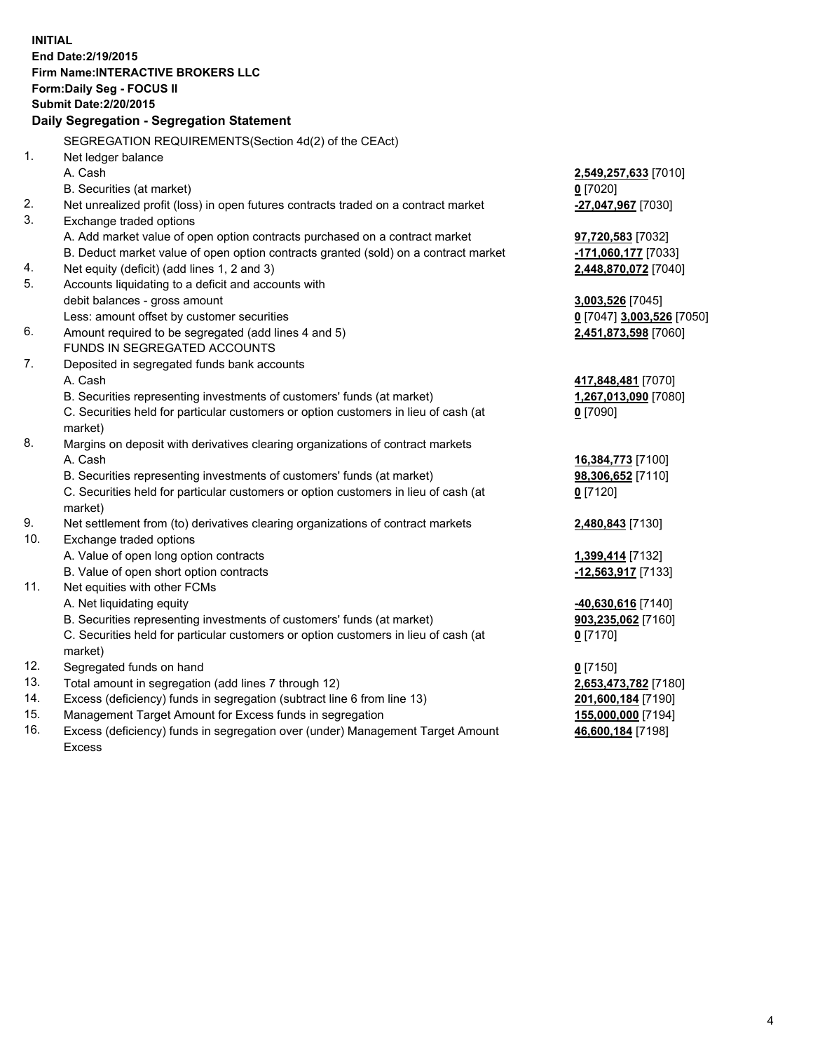**INITIAL**
**End Date:2/19/2015**
**Firm Name:INTERACTIVE BROKERS LLC**
**Form:Daily Seg - FOCUS II**
**Submit Date:2/20/2015**

**Daily Segregation - Segregation Statement**

| | | |
|---|---|---|
| | SEGREGATION REQUIREMENTS(Section 4d(2) of the CEAct) | |
| 1. | Net ledger balance | |
| | A. Cash | **2,549,257,633** [7010] |
| | B. Securities (at market) | **0** [7020] |
| 2. | Net unrealized profit (loss) in open futures contracts traded on a contract market | **-27,047,967** [7030] |
| 3. | Exchange traded options | |
| | A. Add market value of open option contracts purchased on a contract market | **97,720,583** [7032] |
| | B. Deduct market value of open option contracts granted (sold) on a contract market | **-171,060,177** [7033] |
| 4. | Net equity (deficit) (add lines 1, 2 and 3) | **2,448,870,072** [7040] |
| 5. | Accounts liquidating to a deficit and accounts with debit balances - gross amount | **3,003,526** [7045] |
| | Less: amount offset by customer securities | **0** [7047] **3,003,526** [7050] |
| 6. | Amount required to be segregated (add lines 4 and 5) | **2,451,873,598** [7060] |
| | FUNDS IN SEGREGATED ACCOUNTS | |
| 7. | Deposited in segregated funds bank accounts | |
| | A. Cash | **417,848,481** [7070] |
| | B. Securities representing investments of customers' funds (at market) | **1,267,013,090** [7080] |
| | C. Securities held for particular customers or option customers in lieu of cash (at market) | **0** [7090] |
| 8. | Margins on deposit with derivatives clearing organizations of contract markets | |
| | A. Cash | **16,384,773** [7100] |
| | B. Securities representing investments of customers' funds (at market) | **98,306,652** [7110] |
| | C. Securities held for particular customers or option customers in lieu of cash (at market) | **0** [7120] |
| 9. | Net settlement from (to) derivatives clearing organizations of contract markets | **2,480,843** [7130] |
| 10. | Exchange traded options | |
| | A. Value of open long option contracts | **1,399,414** [7132] |
| | B. Value of open short option contracts | **-12,563,917** [7133] |
| 11. | Net equities with other FCMs | |
| | A. Net liquidating equity | **-40,630,616** [7140] |
| | B. Securities representing investments of customers' funds (at market) | **903,235,062** [7160] |
| | C. Securities held for particular customers or option customers in lieu of cash (at market) | **0** [7170] |
| 12. | Segregated funds on hand | **0** [7150] |
| 13. | Total amount in segregation (add lines 7 through 12) | **2,653,473,782** [7180] |
| 14. | Excess (deficiency) funds in segregation (subtract line 6 from line 13) | **201,600,184** [7190] |
| 15. | Management Target Amount for Excess funds in segregation | **155,000,000** [7194] |
| 16. | Excess (deficiency) funds in segregation over (under) Management Target Amount Excess | **46,600,184** [7198] |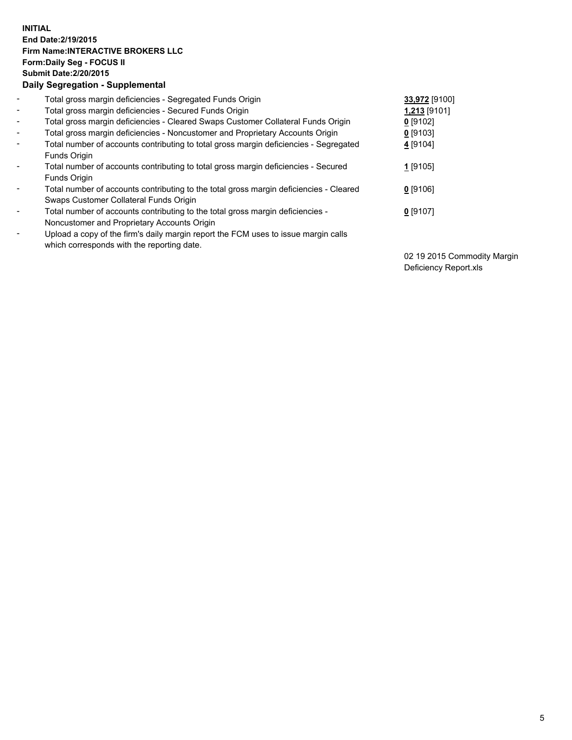**INITIAL**
**End Date:2/19/2015**
**Firm Name:INTERACTIVE BROKERS LLC**
**Form:Daily Seg - FOCUS II**
**Submit Date:2/20/2015**

## Daily Segregation - Supplemental

| | Description | Value |
|---|---|---|
| - | Total gross margin deficiencies - Segregated Funds Origin | **33,972** [9100] |
| - | Total gross margin deficiencies - Secured Funds Origin | **1,213** [9101] |
| - | Total gross margin deficiencies - Cleared Swaps Customer Collateral Funds Origin | **0** [9102] |
| - | Total gross margin deficiencies - Noncustomer and Proprietary Accounts Origin | **0** [9103] |
| - | Total number of accounts contributing to total gross margin deficiencies - Segregated Funds Origin | **4** [9104] |
| - | Total number of accounts contributing to total gross margin deficiencies - Secured Funds Origin | **1** [9105] |
| - | Total number of accounts contributing to the total gross margin deficiencies - Cleared Swaps Customer Collateral Funds Origin | **0** [9106] |
| - | Total number of accounts contributing to the total gross margin deficiencies - Noncustomer and Proprietary Accounts Origin | **0** [9107] |
| - | Upload a copy of the firm's daily margin report the FCM uses to issue margin calls which corresponds with the reporting date. | 02 19 2015 Commodity Margin Deficiency Report.xls |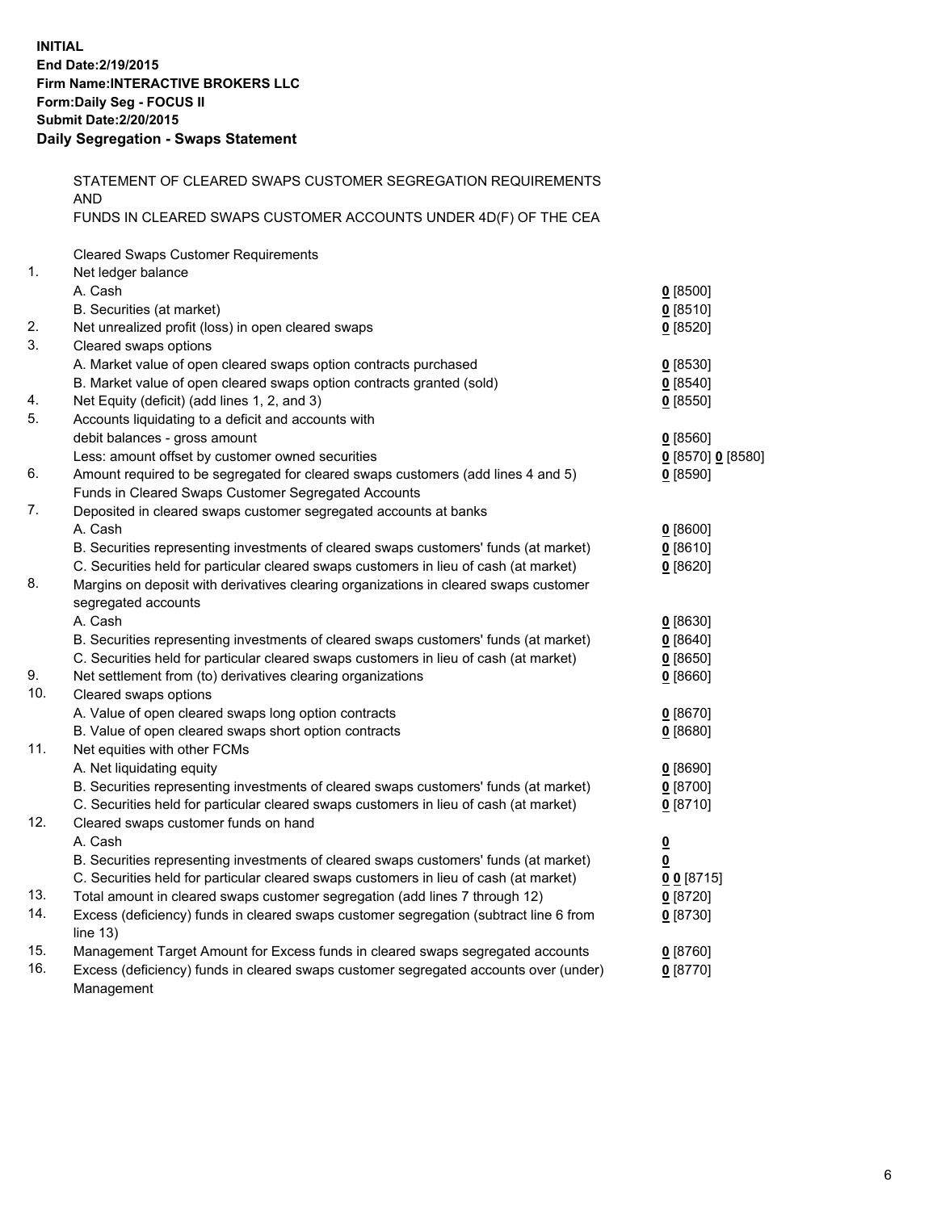**INITIAL**
**End Date:2/19/2015**
**Firm Name:INTERACTIVE BROKERS LLC**
**Form:Daily Seg - FOCUS II**
**Submit Date:2/20/2015**
**Daily Segregation - Swaps Statement**

STATEMENT OF CLEARED SWAPS CUSTOMER SEGREGATION REQUIREMENTS AND FUNDS IN CLEARED SWAPS CUSTOMER ACCOUNTS UNDER 4D(F) OF THE CEA

| | | |
|---|---|---|
| | Cleared Swaps Customer Requirements | |
| 1. | Net ledger balance | |
| | A. Cash | 0 [8500] |
| | B. Securities (at market) | 0 [8510] |
| 2. | Net unrealized profit (loss) in open cleared swaps | 0 [8520] |
| 3. | Cleared swaps options | |
| | A. Market value of open cleared swaps option contracts purchased | 0 [8530] |
| | B. Market value of open cleared swaps option contracts granted (sold) | 0 [8540] |
| 4. | Net Equity (deficit) (add lines 1, 2, and 3) | 0 [8550] |
| 5. | Accounts liquidating to a deficit and accounts with | |
| | debit balances - gross amount | 0 [8560] |
| | Less: amount offset by customer owned securities | 0 [8570] 0 [8580] |
| 6. | Amount required to be segregated for cleared swaps customers (add lines 4 and 5) | 0 [8590] |
| | Funds in Cleared Swaps Customer Segregated Accounts | |
| 7. | Deposited in cleared swaps customer segregated accounts at banks | |
| | A. Cash | 0 [8600] |
| | B. Securities representing investments of cleared swaps customers' funds (at market) | 0 [8610] |
| | C. Securities held for particular cleared swaps customers in lieu of cash (at market) | 0 [8620] |
| 8. | Margins on deposit with derivatives clearing organizations in cleared swaps customer segregated accounts | |
| | A. Cash | 0 [8630] |
| | B. Securities representing investments of cleared swaps customers' funds (at market) | 0 [8640] |
| | C. Securities held for particular cleared swaps customers in lieu of cash (at market) | 0 [8650] |
| 9. | Net settlement from (to) derivatives clearing organizations | 0 [8660] |
| 10. | Cleared swaps options | |
| | A. Value of open cleared swaps long option contracts | 0 [8670] |
| | B. Value of open cleared swaps short option contracts | 0 [8680] |
| 11. | Net equities with other FCMs | |
| | A. Net liquidating equity | 0 [8690] |
| | B. Securities representing investments of cleared swaps customers' funds (at market) | 0 [8700] |
| | C. Securities held for particular cleared swaps customers in lieu of cash (at market) | 0 [8710] |
| 12. | Cleared swaps customer funds on hand | |
| | A. Cash | 0 |
| | B. Securities representing investments of cleared swaps customers' funds (at market) | 0 |
| | C. Securities held for particular cleared swaps customers in lieu of cash (at market) | 0 0 [8715] |
| 13. | Total amount in cleared swaps customer segregation (add lines 7 through 12) | 0 [8720] |
| 14. | Excess (deficiency) funds in cleared swaps customer segregation (subtract line 6 from line 13) | 0 [8730] |
| 15. | Management Target Amount for Excess funds in cleared swaps segregated accounts | 0 [8760] |
| 16. | Excess (deficiency) funds in cleared swaps customer segregated accounts over (under) Management | 0 [8770] |